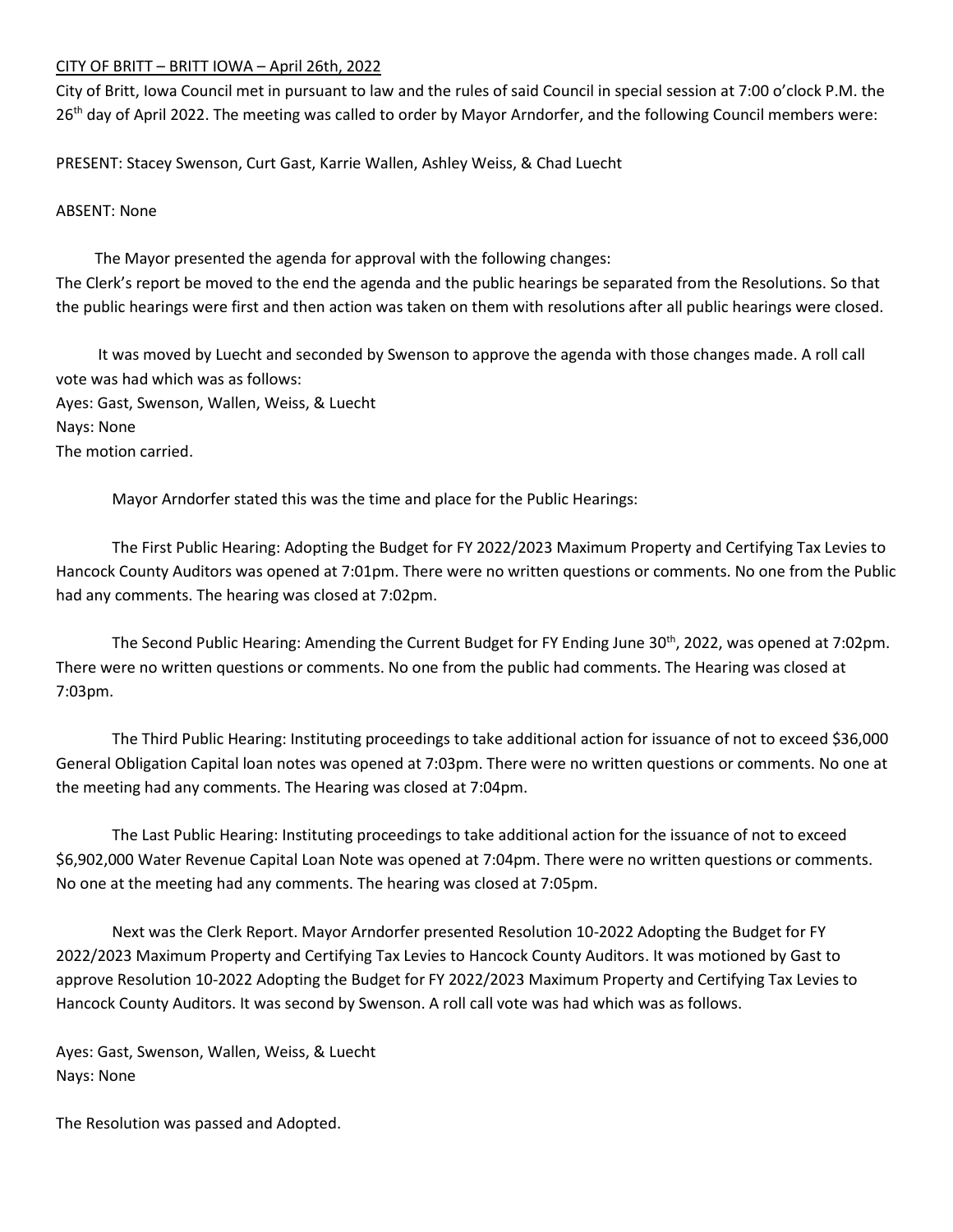CITY OF BRITT – BRITT IOWA – April 26th, 2022

City of Britt, Iowa Council met in pursuant to law and the rules of said Council in special session at 7:00 o'clock P.M. the 26th day of April 2022. The meeting was called to order by Mayor Arndorfer, and the following Council members were:

PRESENT: Stacey Swenson, Curt Gast, Karrie Wallen, Ashley Weiss, & Chad Luecht

ABSENT: None

The Mayor presented the agenda for approval with the following changes:
The Clerk's report be moved to the end the agenda and the public hearings be separated from the Resolutions. So that the public hearings were first and then action was taken on them with resolutions after all public hearings were closed.

It was moved by Luecht and seconded by Swenson to approve the agenda with those changes made. A roll call vote was had which was as follows:
Ayes: Gast, Swenson, Wallen, Weiss, & Luecht
Nays: None
The motion carried.

Mayor Arndorfer stated this was the time and place for the Public Hearings:

The First Public Hearing: Adopting the Budget for FY 2022/2023 Maximum Property and Certifying Tax Levies to Hancock County Auditors was opened at 7:01pm. There were no written questions or comments. No one from the Public had any comments. The hearing was closed at 7:02pm.

The Second Public Hearing: Amending the Current Budget for FY Ending June 30th, 2022, was opened at 7:02pm. There were no written questions or comments. No one from the public had comments. The Hearing was closed at 7:03pm.

The Third Public Hearing: Instituting proceedings to take additional action for issuance of not to exceed $36,000 General Obligation Capital loan notes was opened at 7:03pm. There were no written questions or comments. No one at the meeting had any comments. The Hearing was closed at 7:04pm.

The Last Public Hearing: Instituting proceedings to take additional action for the issuance of not to exceed $6,902,000 Water Revenue Capital Loan Note was opened at 7:04pm. There were no written questions or comments. No one at the meeting had any comments. The hearing was closed at 7:05pm.

Next was the Clerk Report. Mayor Arndorfer presented Resolution 10-2022 Adopting the Budget for FY 2022/2023 Maximum Property and Certifying Tax Levies to Hancock County Auditors. It was motioned by Gast to approve Resolution 10-2022 Adopting the Budget for FY 2022/2023 Maximum Property and Certifying Tax Levies to Hancock County Auditors. It was second by Swenson. A roll call vote was had which was as follows.

Ayes: Gast, Swenson, Wallen, Weiss, & Luecht
Nays: None

The Resolution was passed and Adopted.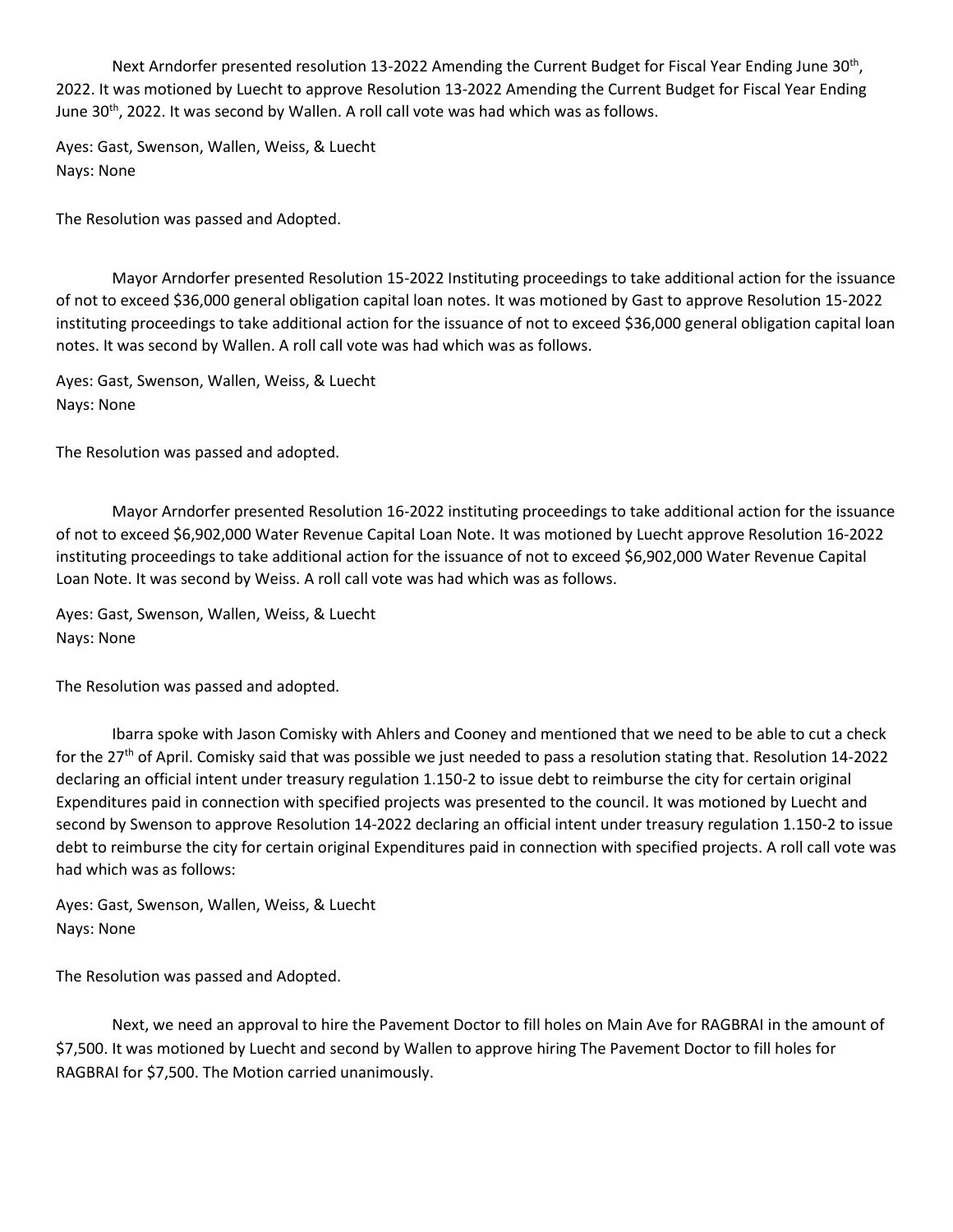Next Arndorfer presented resolution 13-2022 Amending the Current Budget for Fiscal Year Ending June 30th, 2022. It was motioned by Luecht to approve Resolution 13-2022 Amending the Current Budget for Fiscal Year Ending June 30th, 2022. It was second by Wallen. A roll call vote was had which was as follows.

Ayes: Gast, Swenson, Wallen, Weiss, & Luecht
Nays: None

The Resolution was passed and Adopted.

Mayor Arndorfer presented Resolution 15-2022 Instituting proceedings to take additional action for the issuance of not to exceed $36,000 general obligation capital loan notes. It was motioned by Gast to approve Resolution 15-2022 instituting proceedings to take additional action for the issuance of not to exceed $36,000 general obligation capital loan notes. It was second by Wallen. A roll call vote was had which was as follows.

Ayes: Gast, Swenson, Wallen, Weiss, & Luecht
Nays: None

The Resolution was passed and adopted.

Mayor Arndorfer presented Resolution 16-2022 instituting proceedings to take additional action for the issuance of not to exceed $6,902,000 Water Revenue Capital Loan Note. It was motioned by Luecht approve Resolution 16-2022 instituting proceedings to take additional action for the issuance of not to exceed $6,902,000 Water Revenue Capital Loan Note. It was second by Weiss. A roll call vote was had which was as follows.

Ayes: Gast, Swenson, Wallen, Weiss, & Luecht
Nays: None

The Resolution was passed and adopted.

Ibarra spoke with Jason Comisky with Ahlers and Cooney and mentioned that we need to be able to cut a check for the 27th of April. Comisky said that was possible we just needed to pass a resolution stating that. Resolution 14-2022 declaring an official intent under treasury regulation 1.150-2 to issue debt to reimburse the city for certain original Expenditures paid in connection with specified projects was presented to the council. It was motioned by Luecht and second by Swenson to approve Resolution 14-2022 declaring an official intent under treasury regulation 1.150-2 to issue debt to reimburse the city for certain original Expenditures paid in connection with specified projects. A roll call vote was had which was as follows:

Ayes: Gast, Swenson, Wallen, Weiss, & Luecht
Nays: None

The Resolution was passed and Adopted.

Next, we need an approval to hire the Pavement Doctor to fill holes on Main Ave for RAGBRAI in the amount of $7,500. It was motioned by Luecht and second by Wallen to approve hiring The Pavement Doctor to fill holes for RAGBRAI for $7,500. The Motion carried unanimously.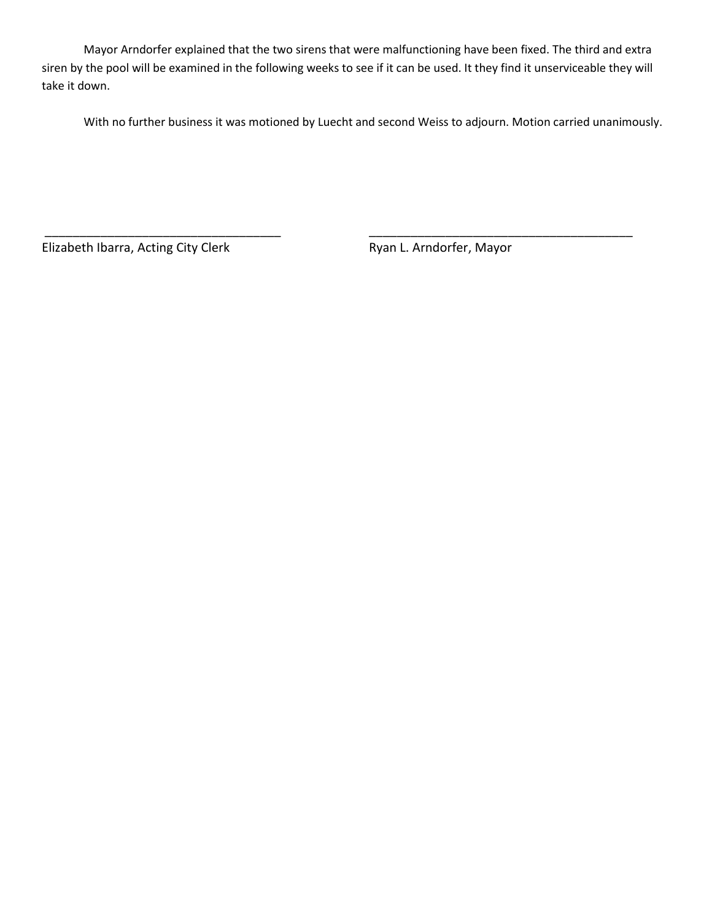Mayor Arndorfer explained that the two sirens that were malfunctioning have been fixed. The third and extra siren by the pool will be examined in the following weeks to see if it can be used. It they find it unserviceable they will take it down.

With no further business it was motioned by Luecht and second Weiss to adjourn. Motion carried unanimously.

| | |
|---|---|
| ___________________________________ | ________________________________________ |
| Elizabeth Ibarra, Acting City Clerk | Ryan L. Arndorfer, Mayor |